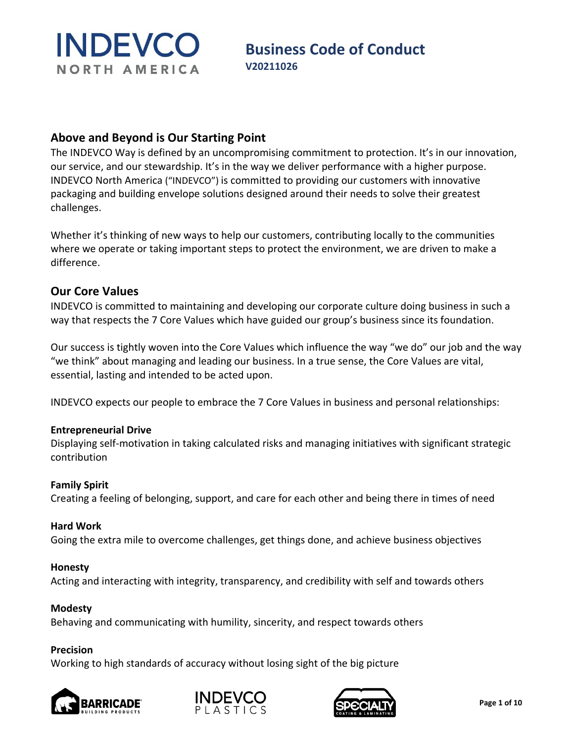# Business Code of Conduct

**V20211026**

## Above and Beyond is Our Starting Point

The INDEVCO Way is defined by an uncompromising commitment to protection. It's in our innovation, our service, and our stewardship. It's in the way we deliver performance with a higher purpose. INDEVCO North America ("INDEVCO") is committed to providing our customers with innovative packaging and building envelope solutions designed around their needs to solve their greatest challenges.

Whether it's thinking of new ways to help our customers, contributing locally to the communities where we operate or taking important steps to protect the environment, we are driven to make a difference.

## Our Core Values

INDEVCO is committed to maintaining and developing our corporate culture doing business in such a way that respects the 7 Core Values which have guided our group's business since its foundation.

Our success is tightly woven into the Core Values which influence the way "we do" our job and the way "we think" about managing and leading our business. In a true sense, the Core Values are vital, essential, lasting and intended to be acted upon.

INDEVCO expects our people to embrace the 7 Core Values in business and personal relationships:

**Entrepreneurial Drive**
Displaying self-motivation in taking calculated risks and managing initiatives with significant strategic contribution

**Family Spirit**
Creating a feeling of belonging, support, and care for each other and being there in times of need

**Hard Work**
Going the extra mile to overcome challenges, get things done, and achieve business objectives

**Honesty**
Acting and interacting with integrity, transparency, and credibility with self and towards others

**Modesty**
Behaving and communicating with humility, sincerity, and respect towards others

**Precision**
Working to high standards of accuracy without losing sight of the big picture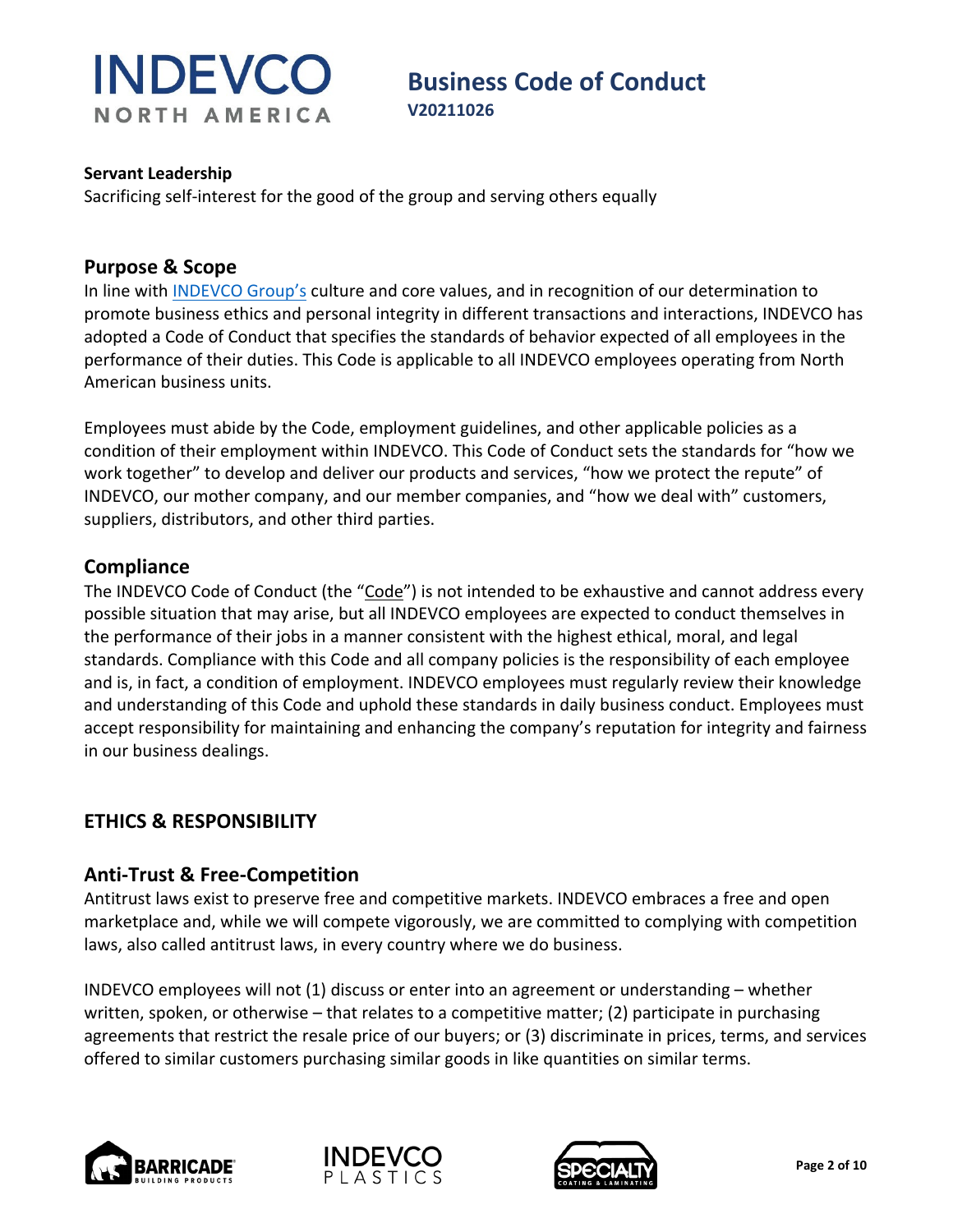**Servant Leadership**
Sacrificing self-interest for the good of the group and serving others equally

## Purpose & Scope

In line with INDEVCO Group's culture and core values, and in recognition of our determination to promote business ethics and personal integrity in different transactions and interactions, INDEVCO has adopted a Code of Conduct that specifies the standards of behavior expected of all employees in the performance of their duties. This Code is applicable to all INDEVCO employees operating from North American business units.

Employees must abide by the Code, employment guidelines, and other applicable policies as a condition of their employment within INDEVCO. This Code of Conduct sets the standards for "how we work together" to develop and deliver our products and services, "how we protect the repute" of INDEVCO, our mother company, and our member companies, and "how we deal with" customers, suppliers, distributors, and other third parties.

## Compliance

The INDEVCO Code of Conduct (the "Code") is not intended to be exhaustive and cannot address every possible situation that may arise, but all INDEVCO employees are expected to conduct themselves in the performance of their jobs in a manner consistent with the highest ethical, moral, and legal standards. Compliance with this Code and all company policies is the responsibility of each employee and is, in fact, a condition of employment. INDEVCO employees must regularly review their knowledge and understanding of this Code and uphold these standards in daily business conduct. Employees must accept responsibility for maintaining and enhancing the company's reputation for integrity and fairness in our business dealings.

## ETHICS & RESPONSIBILITY

## Anti-Trust & Free-Competition

Antitrust laws exist to preserve free and competitive markets. INDEVCO embraces a free and open marketplace and, while we will compete vigorously, we are committed to complying with competition laws, also called antitrust laws, in every country where we do business.

INDEVCO employees will not (1) discuss or enter into an agreement or understanding – whether written, spoken, or otherwise – that relates to a competitive matter; (2) participate in purchasing agreements that restrict the resale price of our buyers; or (3) discriminate in prices, terms, and services offered to similar customers purchasing similar goods in like quantities on similar terms.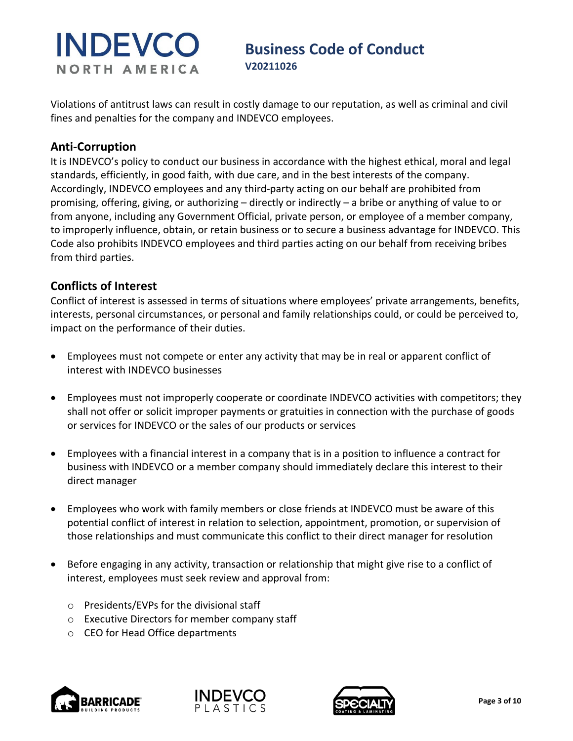Violations of antitrust laws can result in costly damage to our reputation, as well as criminal and civil fines and penalties for the company and INDEVCO employees.

## Anti-Corruption

It is INDEVCO's policy to conduct our business in accordance with the highest ethical, moral and legal standards, efficiently, in good faith, with due care, and in the best interests of the company. Accordingly, INDEVCO employees and any third-party acting on our behalf are prohibited from promising, offering, giving, or authorizing – directly or indirectly – a bribe or anything of value to or from anyone, including any Government Official, private person, or employee of a member company, to improperly influence, obtain, or retain business or to secure a business advantage for INDEVCO. This Code also prohibits INDEVCO employees and third parties acting on our behalf from receiving bribes from third parties.

## Conflicts of Interest

Conflict of interest is assessed in terms of situations where employees' private arrangements, benefits, interests, personal circumstances, or personal and family relationships could, or could be perceived to, impact on the performance of their duties.

- Employees must not compete or enter any activity that may be in real or apparent conflict of interest with INDEVCO businesses
- Employees must not improperly cooperate or coordinate INDEVCO activities with competitors; they shall not offer or solicit improper payments or gratuities in connection with the purchase of goods or services for INDEVCO or the sales of our products or services
- Employees with a financial interest in a company that is in a position to influence a contract for business with INDEVCO or a member company should immediately declare this interest to their direct manager
- Employees who work with family members or close friends at INDEVCO must be aware of this potential conflict of interest in relation to selection, appointment, promotion, or supervision of those relationships and must communicate this conflict to their direct manager for resolution
- Before engaging in any activity, transaction or relationship that might give rise to a conflict of interest, employees must seek review and approval from:
  - Presidents/EVPs for the divisional staff
  - Executive Directors for member company staff
  - CEO for Head Office departments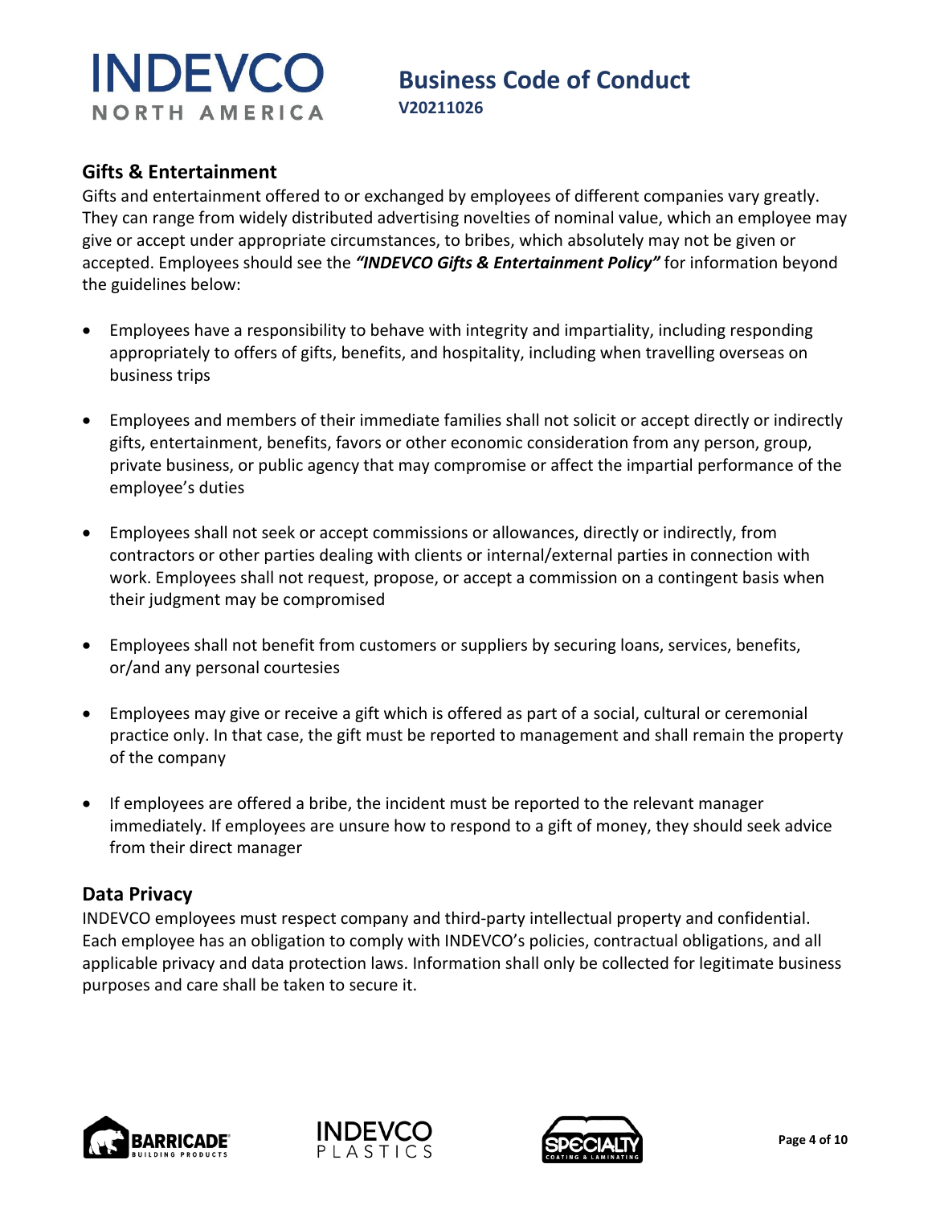## Gifts & Entertainment

Gifts and entertainment offered to or exchanged by employees of different companies vary greatly. They can range from widely distributed advertising novelties of nominal value, which an employee may give or accept under appropriate circumstances, to bribes, which absolutely may not be given or accepted. Employees should see the ***"INDEVCO Gifts & Entertainment Policy"*** for information beyond the guidelines below:

- Employees have a responsibility to behave with integrity and impartiality, including responding appropriately to offers of gifts, benefits, and hospitality, including when travelling overseas on business trips
- Employees and members of their immediate families shall not solicit or accept directly or indirectly gifts, entertainment, benefits, favors or other economic consideration from any person, group, private business, or public agency that may compromise or affect the impartial performance of the employee's duties
- Employees shall not seek or accept commissions or allowances, directly or indirectly, from contractors or other parties dealing with clients or internal/external parties in connection with work. Employees shall not request, propose, or accept a commission on a contingent basis when their judgment may be compromised
- Employees shall not benefit from customers or suppliers by securing loans, services, benefits, or/and any personal courtesies
- Employees may give or receive a gift which is offered as part of a social, cultural or ceremonial practice only. In that case, the gift must be reported to management and shall remain the property of the company
- If employees are offered a bribe, the incident must be reported to the relevant manager immediately. If employees are unsure how to respond to a gift of money, they should seek advice from their direct manager

## Data Privacy

INDEVCO employees must respect company and third-party intellectual property and confidential. Each employee has an obligation to comply with INDEVCO's policies, contractual obligations, and all applicable privacy and data protection laws. Information shall only be collected for legitimate business purposes and care shall be taken to secure it.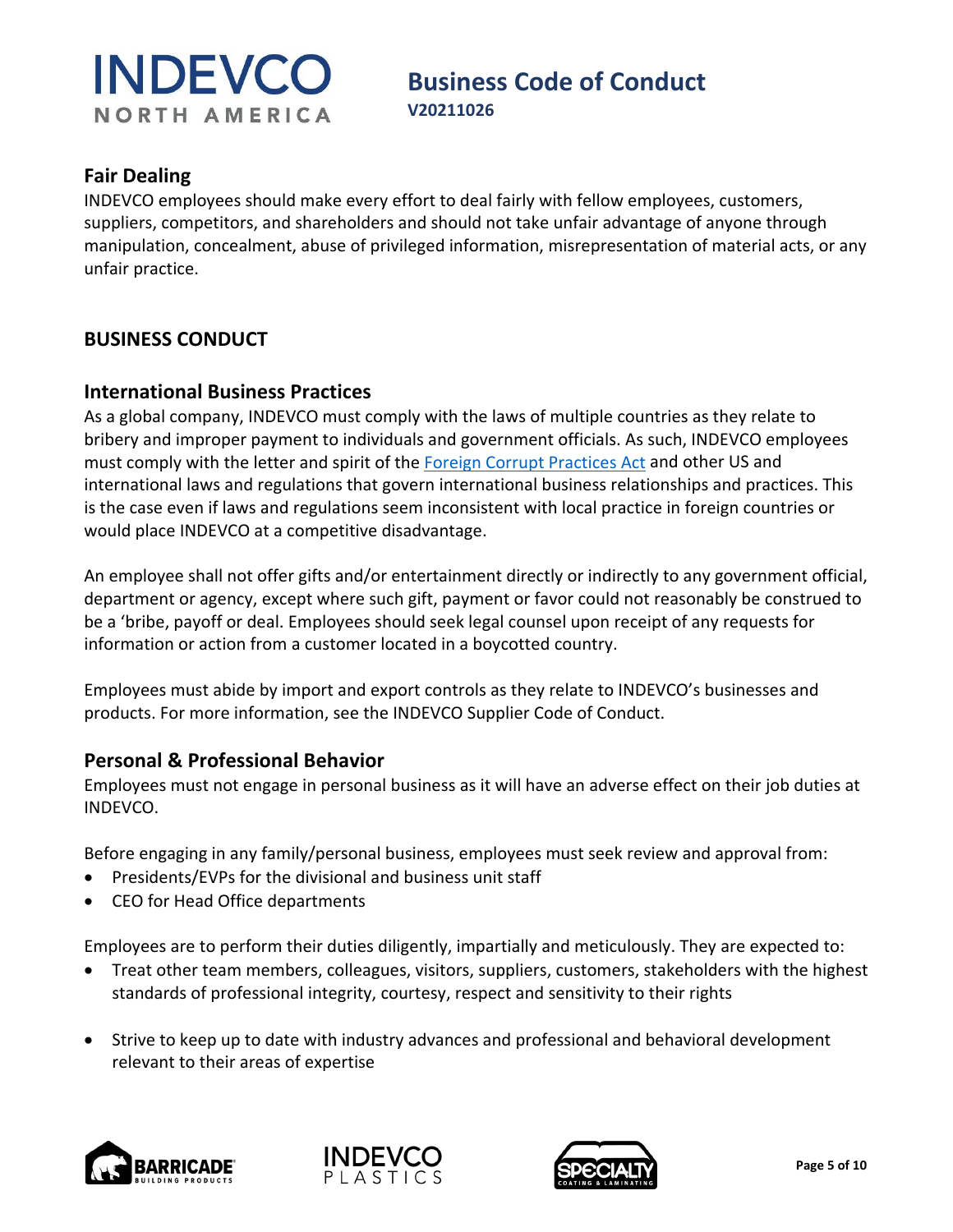## Fair Dealing

INDEVCO employees should make every effort to deal fairly with fellow employees, customers, suppliers, competitors, and shareholders and should not take unfair advantage of anyone through manipulation, concealment, abuse of privileged information, misrepresentation of material acts, or any unfair practice.

# BUSINESS CONDUCT

## International Business Practices

As a global company, INDEVCO must comply with the laws of multiple countries as they relate to bribery and improper payment to individuals and government officials. As such, INDEVCO employees must comply with the letter and spirit of the Foreign Corrupt Practices Act and other US and international laws and regulations that govern international business relationships and practices. This is the case even if laws and regulations seem inconsistent with local practice in foreign countries or would place INDEVCO at a competitive disadvantage.

An employee shall not offer gifts and/or entertainment directly or indirectly to any government official, department or agency, except where such gift, payment or favor could not reasonably be construed to be a 'bribe, payoff or deal. Employees should seek legal counsel upon receipt of any requests for information or action from a customer located in a boycotted country.

Employees must abide by import and export controls as they relate to INDEVCO's businesses and products. For more information, see the INDEVCO Supplier Code of Conduct.

## Personal & Professional Behavior

Employees must not engage in personal business as it will have an adverse effect on their job duties at INDEVCO.

Before engaging in any family/personal business, employees must seek review and approval from:

- Presidents/EVPs for the divisional and business unit staff
- CEO for Head Office departments

Employees are to perform their duties diligently, impartially and meticulously. They are expected to:

- Treat other team members, colleagues, visitors, suppliers, customers, stakeholders with the highest standards of professional integrity, courtesy, respect and sensitivity to their rights
- Strive to keep up to date with industry advances and professional and behavioral development relevant to their areas of expertise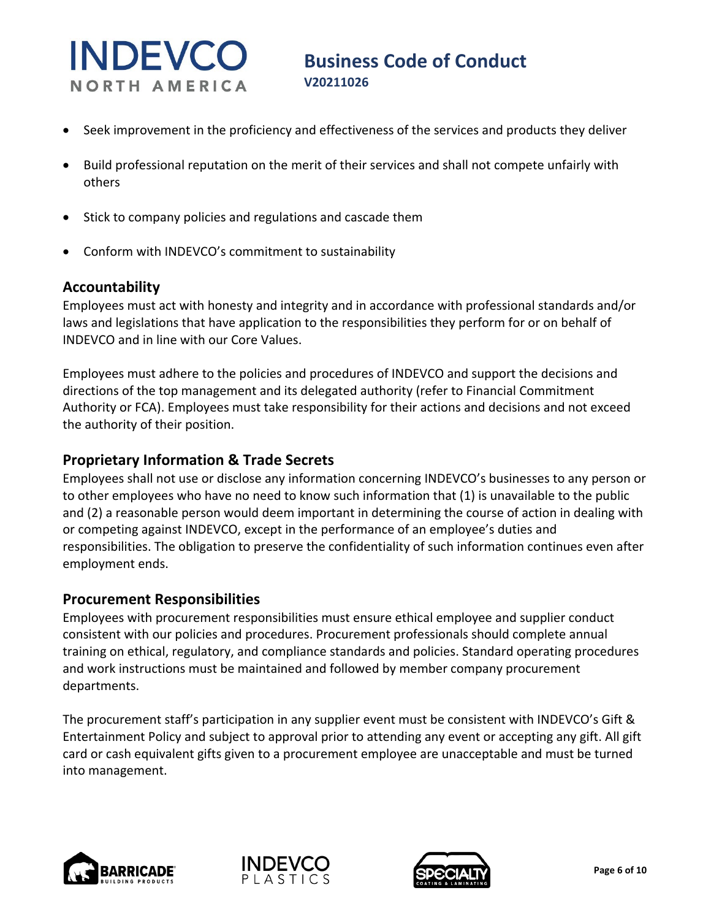- Seek improvement in the proficiency and effectiveness of the services and products they deliver
- Build professional reputation on the merit of their services and shall not compete unfairly with others
- Stick to company policies and regulations and cascade them
- Conform with INDEVCO's commitment to sustainability

## Accountability

Employees must act with honesty and integrity and in accordance with professional standards and/or laws and legislations that have application to the responsibilities they perform for or on behalf of INDEVCO and in line with our Core Values.

Employees must adhere to the policies and procedures of INDEVCO and support the decisions and directions of the top management and its delegated authority (refer to Financial Commitment Authority or FCA). Employees must take responsibility for their actions and decisions and not exceed the authority of their position.

## Proprietary Information & Trade Secrets

Employees shall not use or disclose any information concerning INDEVCO's businesses to any person or to other employees who have no need to know such information that (1) is unavailable to the public and (2) a reasonable person would deem important in determining the course of action in dealing with or competing against INDEVCO, except in the performance of an employee's duties and responsibilities. The obligation to preserve the confidentiality of such information continues even after employment ends.

## Procurement Responsibilities

Employees with procurement responsibilities must ensure ethical employee and supplier conduct consistent with our policies and procedures. Procurement professionals should complete annual training on ethical, regulatory, and compliance standards and policies. Standard operating procedures and work instructions must be maintained and followed by member company procurement departments.

The procurement staff's participation in any supplier event must be consistent with INDEVCO's Gift & Entertainment Policy and subject to approval prior to attending any event or accepting any gift. All gift card or cash equivalent gifts given to a procurement employee are unacceptable and must be turned into management.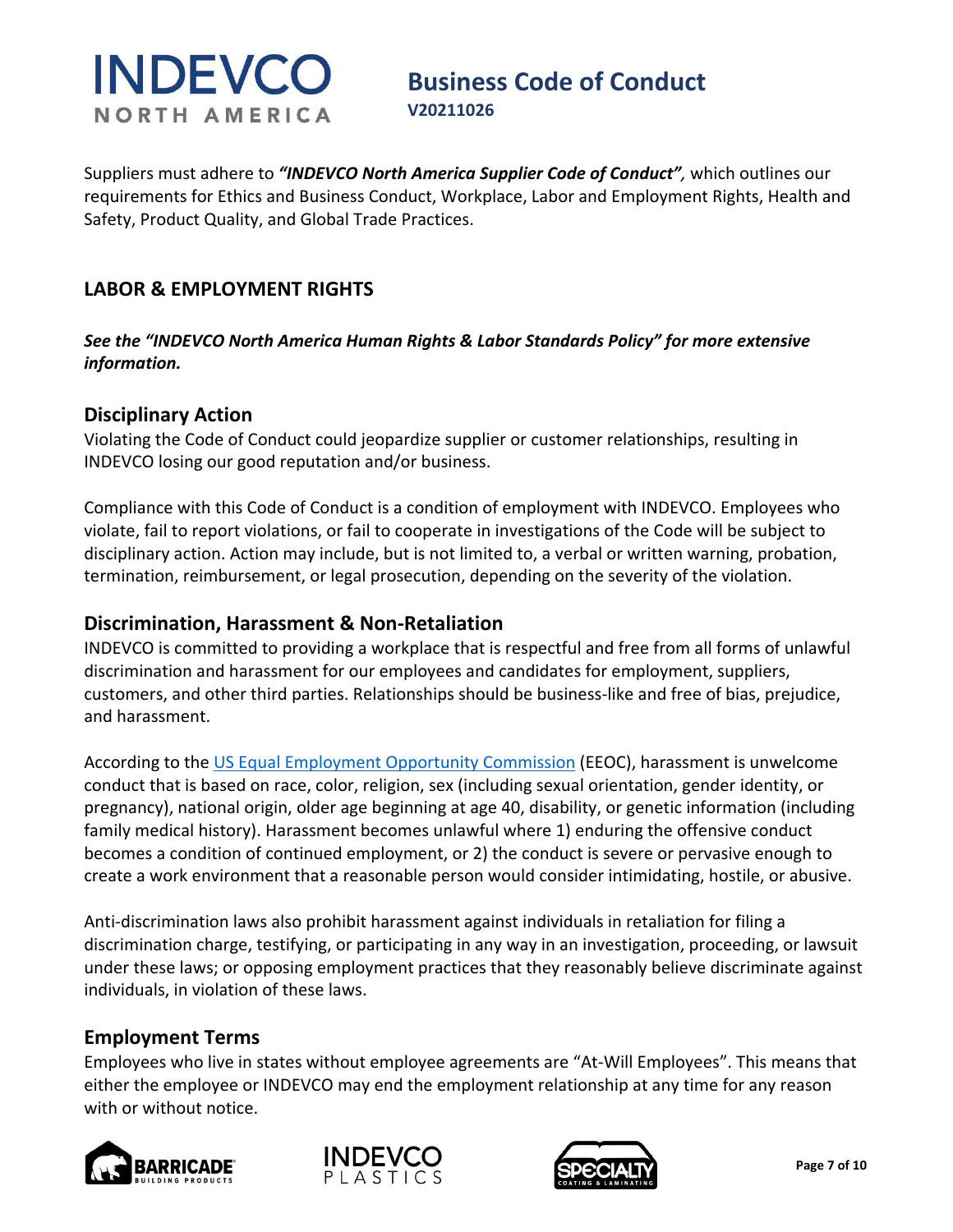Suppliers must adhere to ***"INDEVCO North America Supplier Code of Conduct",*** which outlines our requirements for Ethics and Business Conduct, Workplace, Labor and Employment Rights, Health and Safety, Product Quality, and Global Trade Practices.

## LABOR & EMPLOYMENT RIGHTS

***See the "INDEVCO North America Human Rights & Labor Standards Policy" for more extensive information.***

### Disciplinary Action

Violating the Code of Conduct could jeopardize supplier or customer relationships, resulting in INDEVCO losing our good reputation and/or business.

Compliance with this Code of Conduct is a condition of employment with INDEVCO. Employees who violate, fail to report violations, or fail to cooperate in investigations of the Code will be subject to disciplinary action. Action may include, but is not limited to, a verbal or written warning, probation, termination, reimbursement, or legal prosecution, depending on the severity of the violation.

### Discrimination, Harassment & Non-Retaliation

INDEVCO is committed to providing a workplace that is respectful and free from all forms of unlawful discrimination and harassment for our employees and candidates for employment, suppliers, customers, and other third parties. Relationships should be business-like and free of bias, prejudice, and harassment.

According to the US Equal Employment Opportunity Commission (EEOC), harassment is unwelcome conduct that is based on race, color, religion, sex (including sexual orientation, gender identity, or pregnancy), national origin, older age beginning at age 40, disability, or genetic information (including family medical history). Harassment becomes unlawful where 1) enduring the offensive conduct becomes a condition of continued employment, or 2) the conduct is severe or pervasive enough to create a work environment that a reasonable person would consider intimidating, hostile, or abusive.

Anti-discrimination laws also prohibit harassment against individuals in retaliation for filing a discrimination charge, testifying, or participating in any way in an investigation, proceeding, or lawsuit under these laws; or opposing employment practices that they reasonably believe discriminate against individuals, in violation of these laws.

### Employment Terms

Employees who live in states without employee agreements are "At-Will Employees". This means that either the employee or INDEVCO may end the employment relationship at any time for any reason with or without notice.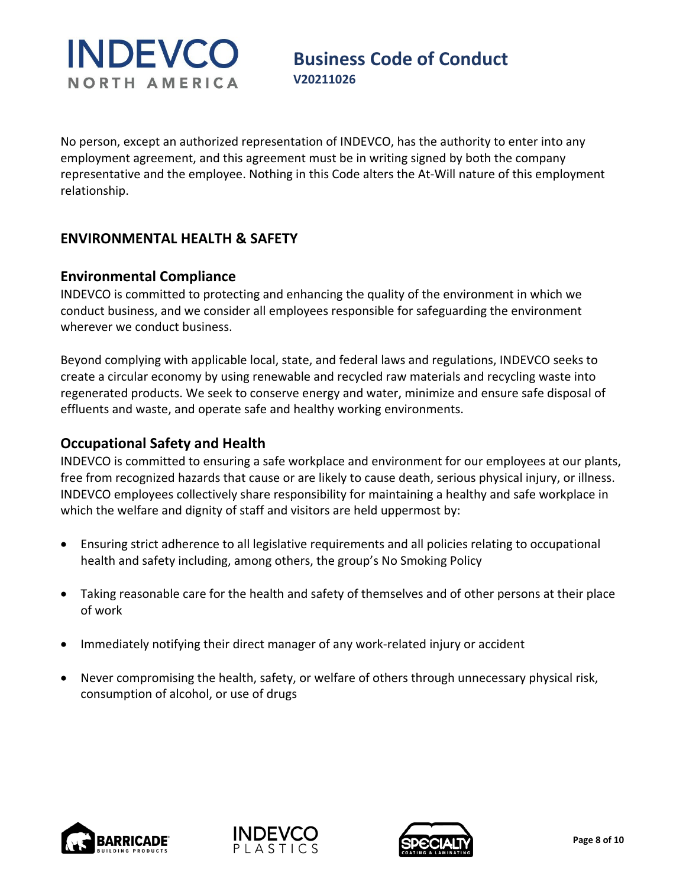No person, except an authorized representation of INDEVCO, has the authority to enter into any employment agreement, and this agreement must be in writing signed by both the company representative and the employee. Nothing in this Code alters the At-Will nature of this employment relationship.

## ENVIRONMENTAL HEALTH & SAFETY

### Environmental Compliance

INDEVCO is committed to protecting and enhancing the quality of the environment in which we conduct business, and we consider all employees responsible for safeguarding the environment wherever we conduct business.

Beyond complying with applicable local, state, and federal laws and regulations, INDEVCO seeks to create a circular economy by using renewable and recycled raw materials and recycling waste into regenerated products. We seek to conserve energy and water, minimize and ensure safe disposal of effluents and waste, and operate safe and healthy working environments.

### Occupational Safety and Health

INDEVCO is committed to ensuring a safe workplace and environment for our employees at our plants, free from recognized hazards that cause or are likely to cause death, serious physical injury, or illness. INDEVCO employees collectively share responsibility for maintaining a healthy and safe workplace in which the welfare and dignity of staff and visitors are held uppermost by:

- Ensuring strict adherence to all legislative requirements and all policies relating to occupational health and safety including, among others, the group's No Smoking Policy
- Taking reasonable care for the health and safety of themselves and of other persons at their place of work
- Immediately notifying their direct manager of any work-related injury or accident
- Never compromising the health, safety, or welfare of others through unnecessary physical risk, consumption of alcohol, or use of drugs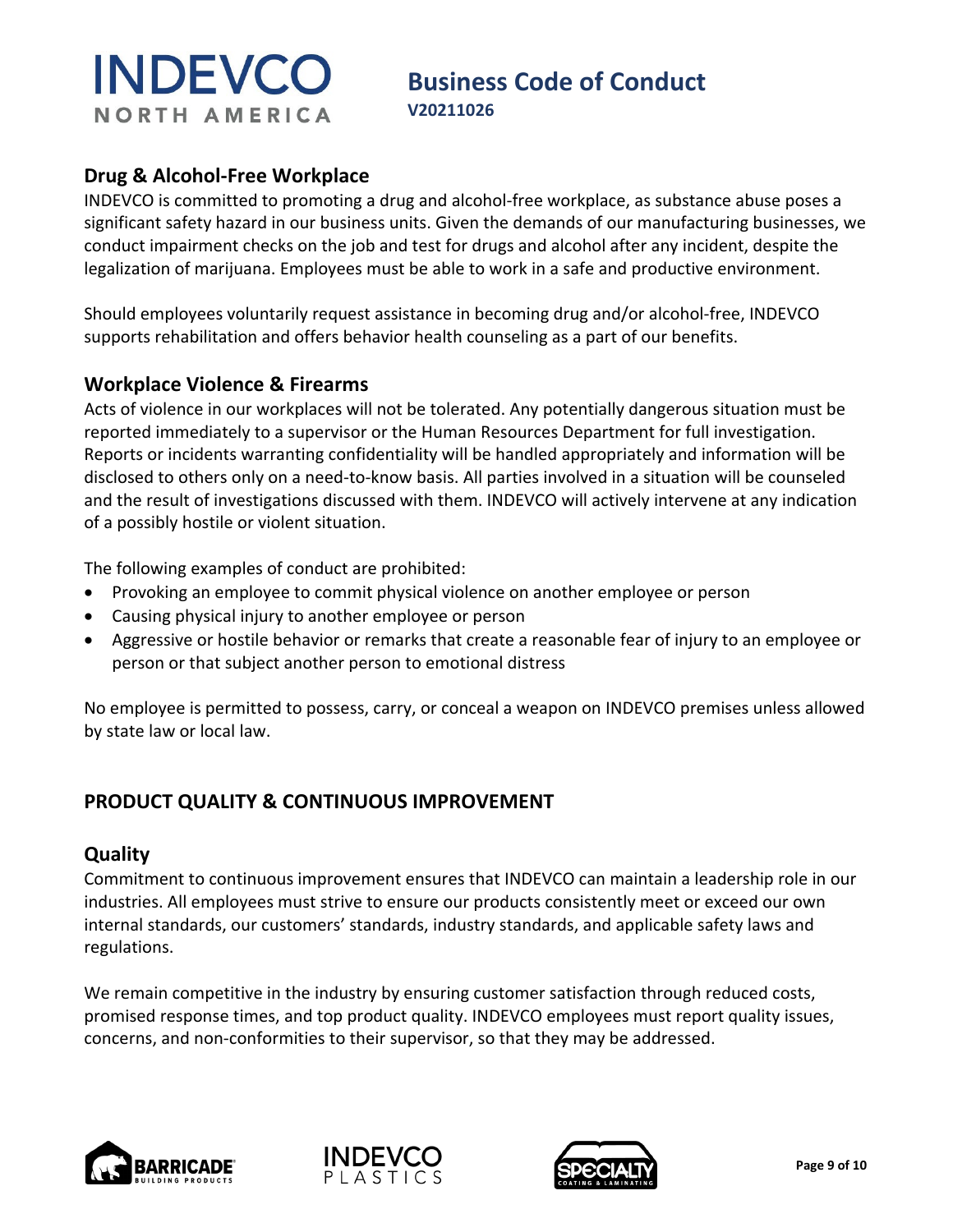## Drug & Alcohol-Free Workplace

INDEVCO is committed to promoting a drug and alcohol-free workplace, as substance abuse poses a significant safety hazard in our business units. Given the demands of our manufacturing businesses, we conduct impairment checks on the job and test for drugs and alcohol after any incident, despite the legalization of marijuana. Employees must be able to work in a safe and productive environment.

Should employees voluntarily request assistance in becoming drug and/or alcohol-free, INDEVCO supports rehabilitation and offers behavior health counseling as a part of our benefits.

## Workplace Violence & Firearms

Acts of violence in our workplaces will not be tolerated. Any potentially dangerous situation must be reported immediately to a supervisor or the Human Resources Department for full investigation. Reports or incidents warranting confidentiality will be handled appropriately and information will be disclosed to others only on a need-to-know basis. All parties involved in a situation will be counseled and the result of investigations discussed with them. INDEVCO will actively intervene at any indication of a possibly hostile or violent situation.

The following examples of conduct are prohibited:

- Provoking an employee to commit physical violence on another employee or person
- Causing physical injury to another employee or person
- Aggressive or hostile behavior or remarks that create a reasonable fear of injury to an employee or person or that subject another person to emotional distress

No employee is permitted to possess, carry, or conceal a weapon on INDEVCO premises unless allowed by state law or local law.

# PRODUCT QUALITY & CONTINUOUS IMPROVEMENT

## Quality

Commitment to continuous improvement ensures that INDEVCO can maintain a leadership role in our industries. All employees must strive to ensure our products consistently meet or exceed our own internal standards, our customers' standards, industry standards, and applicable safety laws and regulations.

We remain competitive in the industry by ensuring customer satisfaction through reduced costs, promised response times, and top product quality. INDEVCO employees must report quality issues, concerns, and non-conformities to their supervisor, so that they may be addressed.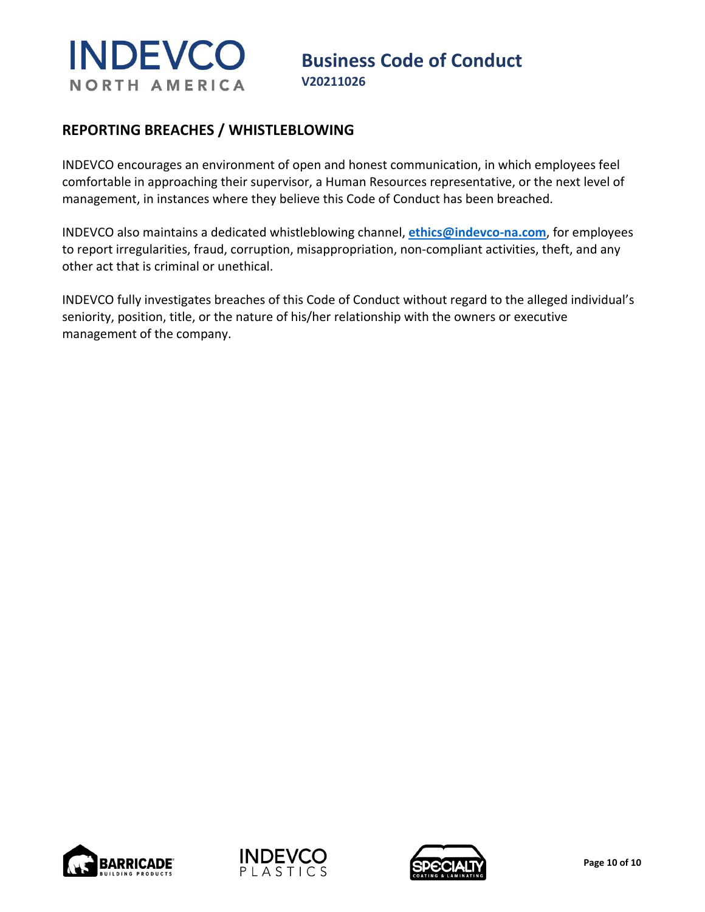## REPORTING BREACHES / WHISTLEBLOWING

INDEVCO encourages an environment of open and honest communication, in which employees feel comfortable in approaching their supervisor, a Human Resources representative, or the next level of management, in instances where they believe this Code of Conduct has been breached.

INDEVCO also maintains a dedicated whistleblowing channel, **ethics@indevco-na.com**, for employees to report irregularities, fraud, corruption, misappropriation, non-compliant activities, theft, and any other act that is criminal or unethical.

INDEVCO fully investigates breaches of this Code of Conduct without regard to the alleged individual's seniority, position, title, or the nature of his/her relationship with the owners or executive management of the company.